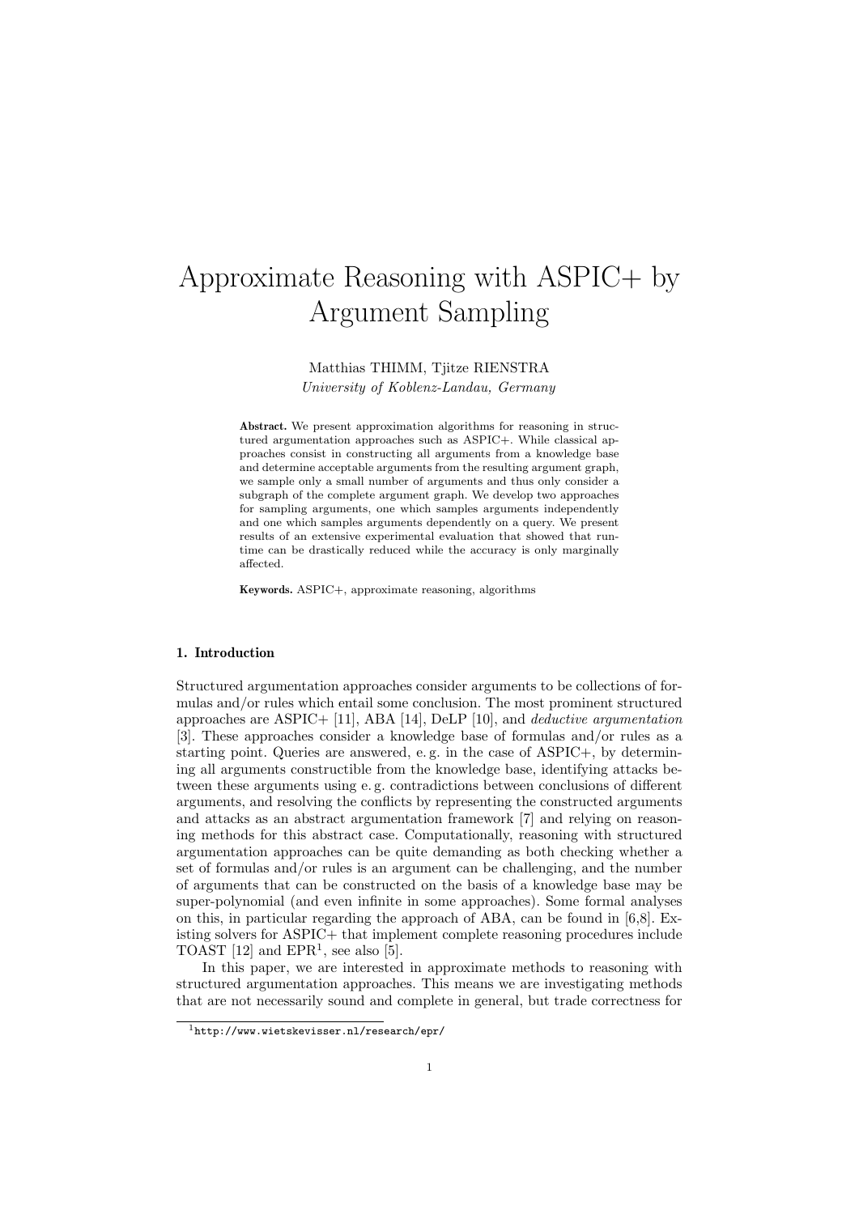# Approximate Reasoning with ASPIC+ by Argument Sampling

Matthias THIMM, Tjitze RIENSTRA

*University of Koblenz-Landau, Germany*

**Abstract.** We present approximation algorithms for reasoning in structured argumentation approaches such as ASPIC+. While classical approaches consist in constructing all arguments from a knowledge base and determine acceptable arguments from the resulting argument graph, we sample only a small number of arguments and thus only consider a subgraph of the complete argument graph. We develop two approaches for sampling arguments, one which samples arguments independently and one which samples arguments dependently on a query. We present results of an extensive experimental evaluation that showed that runtime can be drastically reduced while the accuracy is only marginally affected.

**Keywords.** ASPIC+, approximate reasoning, algorithms

## 1. Introduction

Structured argumentation approaches consider arguments to be collections of formulas and/or rules which entail some conclusion. The most prominent structured approaches are ASPIC+ [11], ABA [14], DeLP [10], and *deductive argumentation* [3]. These approaches consider a knowledge base of formulas and/or rules as a starting point. Queries are answered, e. g. in the case of ASPIC+, by determining all arguments constructible from the knowledge base, identifying attacks between these arguments using e. g. contradictions between conclusions of different arguments, and resolving the conflicts by representing the constructed arguments and attacks as an abstract argumentation framework [7] and relying on reasoning methods for this abstract case. Computationally, reasoning with structured argumentation approaches can be quite demanding as both checking whether a set of formulas and/or rules is an argument can be challenging, and the number of arguments that can be constructed on the basis of a knowledge base may be super-polynomial (and even infinite in some approaches). Some formal analyses on this, in particular regarding the approach of ABA, can be found in [6,8]. Existing solvers for ASPIC+ that implement complete reasoning procedures include TOAST [12] and EPR[1], see also [5].

In this paper, we are interested in approximate methods to reasoning with structured argumentation approaches. This means we are investigating methods that are not necessarily sound and complete in general, but trade correctness for

[1] http://www.wietskevisser.nl/research/epr/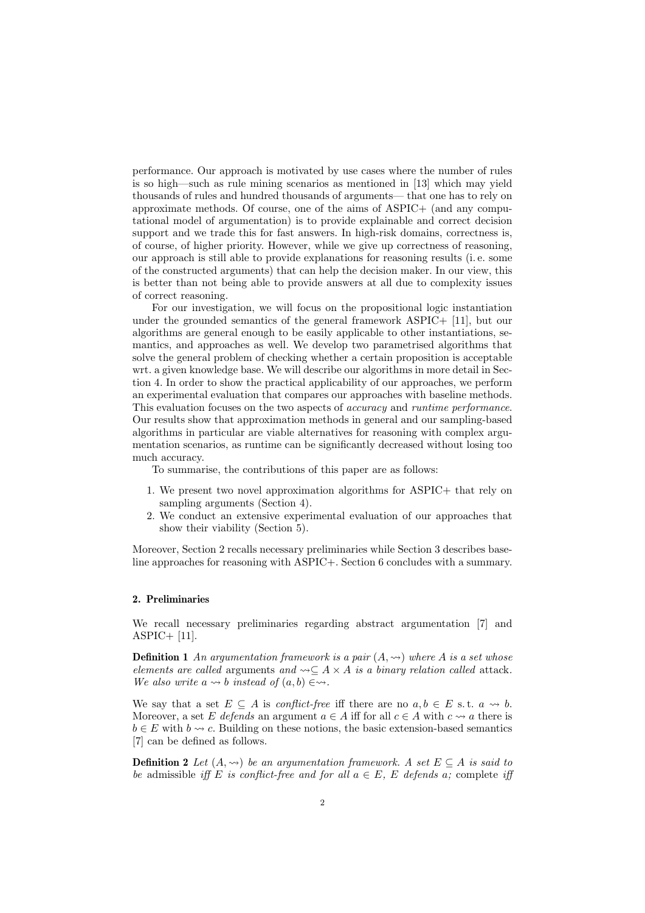performance. Our approach is motivated by use cases where the number of rules is so high—such as rule mining scenarios as mentioned in [13] which may yield thousands of rules and hundred thousands of arguments— that one has to rely on approximate methods. Of course, one of the aims of ASPIC+ (and any computational model of argumentation) is to provide explainable and correct decision support and we trade this for fast answers. In high-risk domains, correctness is, of course, of higher priority. However, while we give up correctness of reasoning, our approach is still able to provide explanations for reasoning results (i. e. some of the constructed arguments) that can help the decision maker. In our view, this is better than not being able to provide answers at all due to complexity issues of correct reasoning.

For our investigation, we will focus on the propositional logic instantiation under the grounded semantics of the general framework ASPIC+ [11], but our algorithms are general enough to be easily applicable to other instantiations, semantics, and approaches as well. We develop two parametrised algorithms that solve the general problem of checking whether a certain proposition is acceptable wrt. a given knowledge base. We will describe our algorithms in more detail in Section 4. In order to show the practical applicability of our approaches, we perform an experimental evaluation that compares our approaches with baseline methods. This evaluation focuses on the two aspects of *accuracy* and *runtime performance*. Our results show that approximation methods in general and our sampling-based algorithms in particular are viable alternatives for reasoning with complex argumentation scenarios, as runtime can be significantly decreased without losing too much accuracy.

To summarise, the contributions of this paper are as follows:

1. We present two novel approximation algorithms for ASPIC+ that rely on sampling arguments (Section 4).
2. We conduct an extensive experimental evaluation of our approaches that show their viability (Section 5).

Moreover, Section 2 recalls necessary preliminaries while Section 3 describes baseline approaches for reasoning with ASPIC+. Section 6 concludes with a summary.

## 2. Preliminaries

We recall necessary preliminaries regarding abstract argumentation [7] and ASPIC+ [11].

**Definition 1** *An argumentation framework is a pair $(A, \rightsquigarrow)$ where $A$ is a set whose elements are called* arguments *and $\rightsquigarrow \subseteq A \times A$ is a binary relation called* attack. *We also write $a \rightsquigarrow b$ instead of $(a, b) \in \rightsquigarrow$.*

We say that a set $E \subseteq A$ is *conflict-free* iff there are no $a, b \in E$ s. t. $a \rightsquigarrow b$. Moreover, a set $E$ *defends* an argument $a \in A$ iff for all $c \in A$ with $c \rightsquigarrow a$ there is $b \in E$ with $b \rightsquigarrow c$. Building on these notions, the basic extension-based semantics [7] can be defined as follows.

**Definition 2** *Let $(A, \rightsquigarrow)$ be an argumentation framework. A set $E \subseteq A$ is said to be* admissible *iff $E$ is conflict-free and for all $a \in E$, $E$ defends $a$;* complete *iff*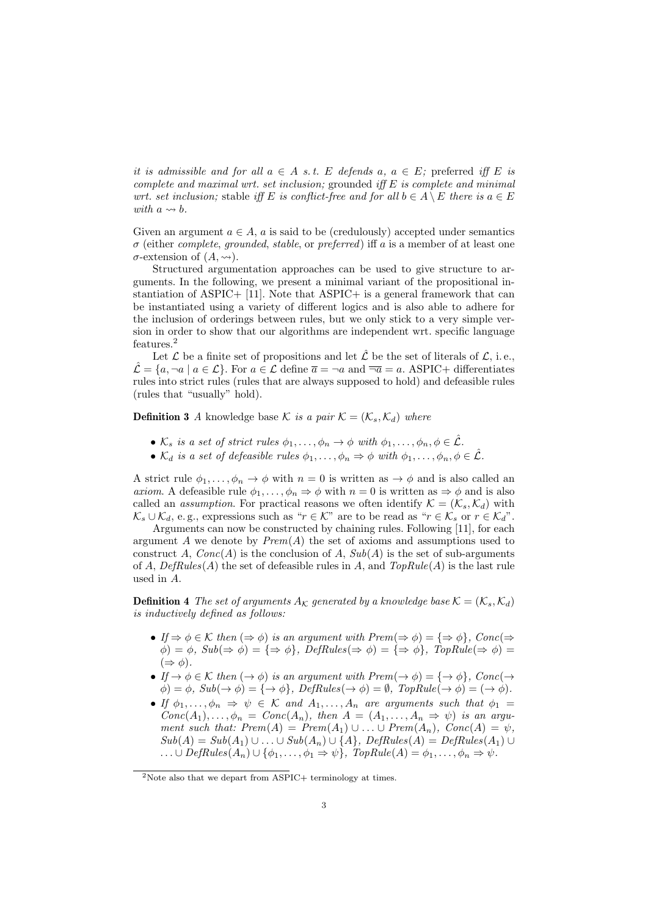*it is admissible and for all $a \in A$ s.t. $E$ defends $a$, $a \in E$;* preferred *iff $E$ is complete and maximal wrt. set inclusion;* grounded *iff $E$ is complete and minimal wrt. set inclusion;* stable *iff $E$ is conflict-free and for all $b \in A \setminus E$ there is $a \in E$ with $a \rightsquigarrow b$.*

Given an argument $a \in A$, $a$ is said to be (credulously) accepted under semantics $\sigma$ (either *complete*, *grounded*, *stable*, or *preferred*) iff $a$ is a member of at least one $\sigma$-extension of $(A, \rightsquigarrow)$.

Structured argumentation approaches can be used to give structure to arguments. In the following, we present a minimal variant of the propositional instantiation of ASPIC+ [11]. Note that ASPIC+ is a general framework that can be instantiated using a variety of different logics and is also able to adhere for the inclusion of orderings between rules, but we only stick to a very simple version in order to show that our algorithms are independent wrt. specific language features.[2]

Let $\mathcal{L}$ be a finite set of propositions and let $\hat{\mathcal{L}}$ be the set of literals of $\mathcal{L}$, i. e., $\hat{\mathcal{L}} = \{a, \neg a \mid a \in \mathcal{L}\}$. For $a \in \mathcal{L}$ define $\overline{a} = \neg a$ and $\overline{\neg a} = a$. ASPIC+ differentiates rules into strict rules (rules that are always supposed to hold) and defeasible rules (rules that "usually" hold).

**Definition 3** *A* knowledge base *$\mathcal{K}$ is a pair $\mathcal{K} = (\mathcal{K}_s, \mathcal{K}_d)$ where*

- *$\mathcal{K}_s$ is a set of strict rules $\phi_1, \ldots, \phi_n \to \phi$ with $\phi_1, \ldots, \phi_n, \phi \in \hat{\mathcal{L}}$.*
- *$\mathcal{K}_d$ is a set of defeasible rules $\phi_1, \ldots, \phi_n \Rightarrow \phi$ with $\phi_1, \ldots, \phi_n, \phi \in \hat{\mathcal{L}}$.*

A strict rule $\phi_1, \ldots, \phi_n \to \phi$ with $n = 0$ is written as $\to \phi$ and is also called an *axiom*. A defeasible rule $\phi_1, \ldots, \phi_n \Rightarrow \phi$ with $n = 0$ is written as $\Rightarrow \phi$ and is also called an *assumption*. For practical reasons we often identify $\mathcal{K} = (\mathcal{K}_s, \mathcal{K}_d)$ with $\mathcal{K}_s \cup \mathcal{K}_d$, e. g., expressions such as "$r \in \mathcal{K}$" are to be read as "$r \in \mathcal{K}_s$ or $r \in \mathcal{K}_d$".

Arguments can now be constructed by chaining rules. Following [11], for each argument $A$ we denote by $Prem(A)$ the set of axioms and assumptions used to construct $A$, $Conc(A)$ is the conclusion of $A$, $Sub(A)$ is the set of sub-arguments of $A$, $DefRules(A)$ the set of defeasible rules in $A$, and $TopRule(A)$ is the last rule used in $A$.

**Definition 4** *The set of arguments $A_{\mathcal{K}}$ generated by a knowledge base $\mathcal{K} = (\mathcal{K}_s, \mathcal{K}_d)$ is inductively defined as follows:*

- *If $\Rightarrow \phi \in \mathcal{K}$ then $(\Rightarrow \phi)$ is an argument with $Prem(\Rightarrow \phi) = \{\Rightarrow \phi\}$, $Conc(\Rightarrow \phi) = \phi$, $Sub(\Rightarrow \phi) = \{\Rightarrow \phi\}$, $DefRules(\Rightarrow \phi) = \{\Rightarrow \phi\}$, $TopRule(\Rightarrow \phi) = (\Rightarrow \phi)$.*
- *If $\to \phi \in \mathcal{K}$ then $(\to \phi)$ is an argument with $Prem(\to \phi) = \{\to \phi\}$, $Conc(\to \phi) = \phi$, $Sub(\to \phi) = \{\to \phi\}$, $DefRules(\to \phi) = \emptyset$, $TopRule(\to \phi) = (\to \phi)$.*
- *If $\phi_1, \ldots, \phi_n \Rightarrow \psi \in \mathcal{K}$ and $A_1, \ldots, A_n$ are arguments such that $\phi_1 = Conc(A_1), \ldots, \phi_n = Conc(A_n)$, then $A = (A_1, \ldots, A_n \Rightarrow \psi)$ is an argument such that: $Prem(A) = Prem(A_1) \cup \ldots \cup Prem(A_n)$, $Conc(A) = \psi$, $Sub(A) = Sub(A_1) \cup \ldots \cup Sub(A_n) \cup \{A\}$, $DefRules(A) = DefRules(A_1) \cup \ldots \cup DefRules(A_n) \cup \{\phi_1, \ldots, \phi_1 \Rightarrow \psi\}$, $TopRule(A) = \phi_1, \ldots, \phi_n \Rightarrow \psi$.*

[2] Note also that we depart from ASPIC+ terminology at times.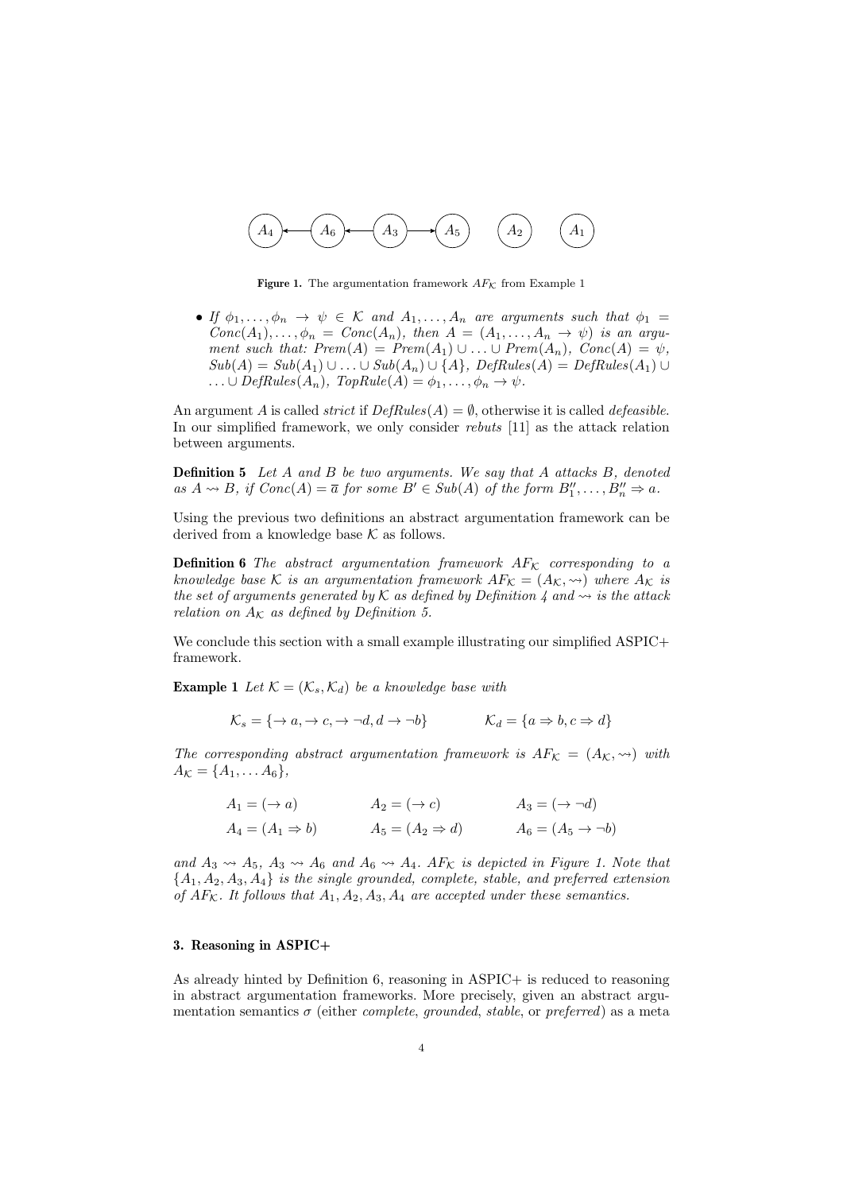**Figure 1.** The argumentation framework $AF_{\mathcal{K}}$ from Example 1

- *If $\phi_1, \ldots, \phi_n \rightarrow \psi \in \mathcal{K}$ and $A_1, \ldots, A_n$ are arguments such that $\phi_1 = Conc(A_1), \ldots, \phi_n = Conc(A_n)$, then $A = (A_1, \ldots, A_n \rightarrow \psi)$ is an argument such that: $Prem(A) = Prem(A_1) \cup \ldots \cup Prem(A_n)$, $Conc(A) = \psi$, $Sub(A) = Sub(A_1) \cup \ldots \cup Sub(A_n) \cup \{A\}$, $DefRules(A) = DefRules(A_1) \cup \ldots \cup DefRules(A_n)$, $TopRule(A) = \phi_1, \ldots, \phi_n \rightarrow \psi$.*

An argument $A$ is called *strict* if $DefRules(A) = \emptyset$, otherwise it is called *defeasible*. In our simplified framework, we only consider *rebuts* [11] as the attack relation between arguments.

**Definition 5** *Let $A$ and $B$ be two arguments. We say that $A$ attacks $B$, denoted as $A \rightsquigarrow B$, if $Conc(A) = \overline{a}$ for some $B' \in Sub(A)$ of the form $B''_1, \ldots, B''_n \Rightarrow a$.*

Using the previous two definitions an abstract argumentation framework can be derived from a knowledge base $\mathcal{K}$ as follows.

**Definition 6** *The abstract argumentation framework $AF_{\mathcal{K}}$ corresponding to a knowledge base $\mathcal{K}$ is an argumentation framework $AF_{\mathcal{K}} = (A_{\mathcal{K}}, \rightsquigarrow)$ where $A_{\mathcal{K}}$ is the set of arguments generated by $\mathcal{K}$ as defined by Definition 4 and $\rightsquigarrow$ is the attack relation on $A_{\mathcal{K}}$ as defined by Definition 5.*

We conclude this section with a small example illustrating our simplified ASPIC+ framework.

**Example 1** *Let $\mathcal{K} = (\mathcal{K}_s, \mathcal{K}_d)$ be a knowledge base with*

$$\mathcal{K}_s = \{\rightarrow a, \rightarrow c, \rightarrow \neg d, d \rightarrow \neg b\} \qquad \mathcal{K}_d = \{a \Rightarrow b, c \Rightarrow d\}$$

*The corresponding abstract argumentation framework is $AF_{\mathcal{K}} = (A_{\mathcal{K}}, \rightsquigarrow)$ with $A_{\mathcal{K}} = \{A_1, \ldots A_6\}$,*

$$A_1 = (\rightarrow a) \qquad A_2 = (\rightarrow c) \qquad A_3 = (\rightarrow \neg d)$$
$$A_4 = (A_1 \Rightarrow b) \qquad A_5 = (A_2 \Rightarrow d) \qquad A_6 = (A_5 \rightarrow \neg b)$$

*and $A_3 \rightsquigarrow A_5$, $A_3 \rightsquigarrow A_6$ and $A_6 \rightsquigarrow A_4$. $AF_{\mathcal{K}}$ is depicted in Figure 1. Note that $\{A_1, A_2, A_3, A_4\}$ is the single grounded, complete, stable, and preferred extension of $AF_{\mathcal{K}}$. It follows that $A_1, A_2, A_3, A_4$ are accepted under these semantics.*

### 3. Reasoning in ASPIC+

As already hinted by Definition 6, reasoning in ASPIC+ is reduced to reasoning in abstract argumentation frameworks. More precisely, given an abstract argumentation semantics $\sigma$ (either *complete*, *grounded*, *stable*, or *preferred*) as a meta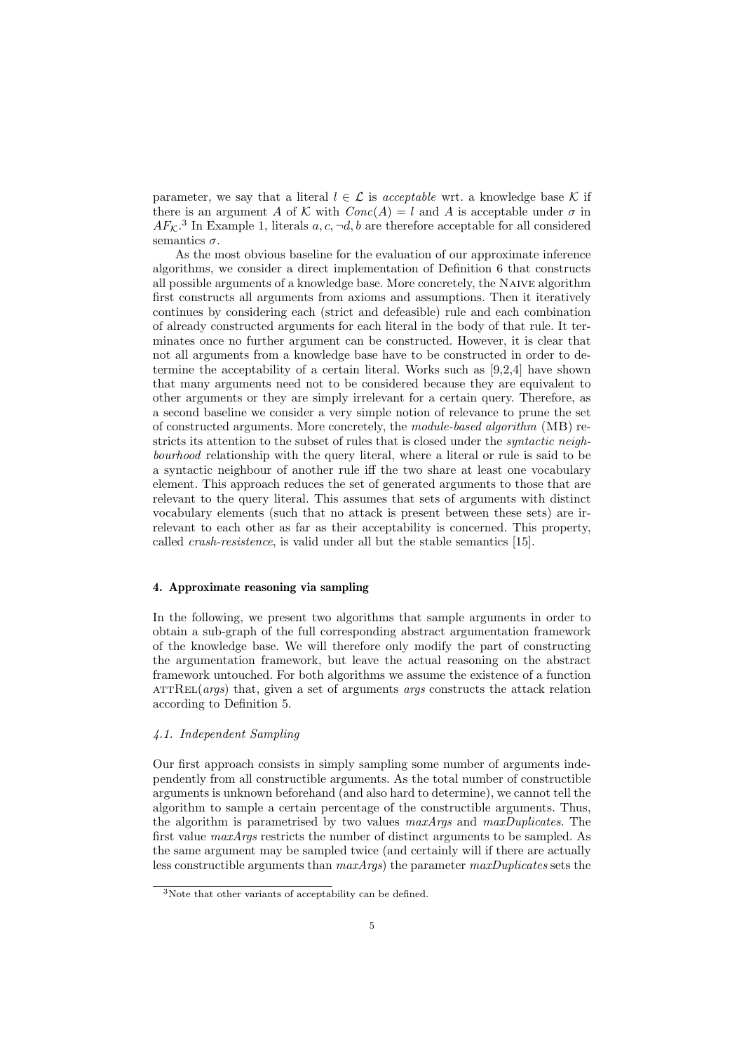parameter, we say that a literal $l \in \mathcal{L}$ is *acceptable* wrt. a knowledge base $\mathcal{K}$ if there is an argument $A$ of $\mathcal{K}$ with $Conc(A) = l$ and $A$ is acceptable under $\sigma$ in $AF_{\mathcal{K}}$.[3] In Example 1, literals $a, c, \neg d, b$ are therefore acceptable for all considered semantics $\sigma$.

As the most obvious baseline for the evaluation of our approximate inference algorithms, we consider a direct implementation of Definition 6 that constructs all possible arguments of a knowledge base. More concretely, the Naive algorithm first constructs all arguments from axioms and assumptions. Then it iteratively continues by considering each (strict and defeasible) rule and each combination of already constructed arguments for each literal in the body of that rule. It terminates once no further argument can be constructed. However, it is clear that not all arguments from a knowledge base have to be constructed in order to determine the acceptability of a certain literal. Works such as [9,2,4] have shown that many arguments need not to be considered because they are equivalent to other arguments or they are simply irrelevant for a certain query. Therefore, as a second baseline we consider a very simple notion of relevance to prune the set of constructed arguments. More concretely, the *module-based algorithm* (MB) restricts its attention to the subset of rules that is closed under the *syntactic neighbourhood* relationship with the query literal, where a literal or rule is said to be a syntactic neighbour of another rule iff the two share at least one vocabulary element. This approach reduces the set of generated arguments to those that are relevant to the query literal. This assumes that sets of arguments with distinct vocabulary elements (such that no attack is present between these sets) are irrelevant to each other as far as their acceptability is concerned. This property, called *crash-resistence*, is valid under all but the stable semantics [15].

## 4. Approximate reasoning via sampling

In the following, we present two algorithms that sample arguments in order to obtain a sub-graph of the full corresponding abstract argumentation framework of the knowledge base. We will therefore only modify the part of constructing the argumentation framework, but leave the actual reasoning on the abstract framework untouched. For both algorithms we assume the existence of a function attRel(*args*) that, given a set of arguments *args* constructs the attack relation according to Definition 5.

### 4.1. Independent Sampling

Our first approach consists in simply sampling some number of arguments independently from all constructible arguments. As the total number of constructible arguments is unknown beforehand (and also hard to determine), we cannot tell the algorithm to sample a certain percentage of the constructible arguments. Thus, the algorithm is parametrised by two values *maxArgs* and *maxDuplicates*. The first value *maxArgs* restricts the number of distinct arguments to be sampled. As the same argument may be sampled twice (and certainly will if there are actually less constructible arguments than *maxArgs*) the parameter *maxDuplicates* sets the

[3] Note that other variants of acceptability can be defined.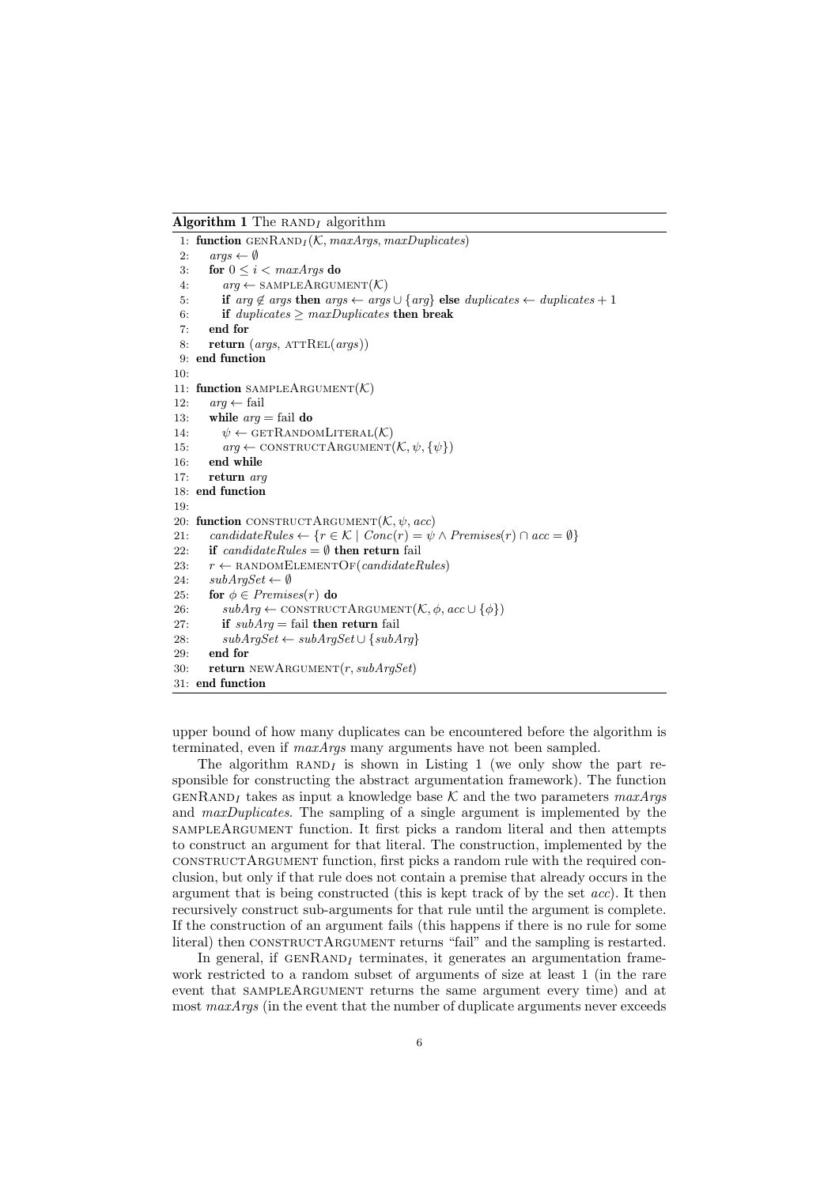**Algorithm 1** The $\text{RAND}_I$ algorithm

```
 1: function genRand_I(K, maxArgs, maxDuplicates)
 2:     args ← ∅
 3:     for 0 ≤ i < maxArgs do
 4:         arg ← sampleArgument(K)
 5:         if arg ∉ args then args ← args ∪ {arg} else duplicates ← duplicates + 1
 6:         if duplicates ≥ maxDuplicates then break
 7:     end for
 8:     return (args, attRel(args))
 9: end function
10:
11: function sampleArgument(K)
12:     arg ← fail
13:     while arg = fail do
14:         ψ ← getRandomLiteral(K)
15:         arg ← constructArgument(K, ψ, {ψ})
16:     end while
17:     return arg
18: end function
19:
20: function constructArgument(K, ψ, acc)
21:     candidateRules ← {r ∈ K | Conc(r) = ψ ∧ Premises(r) ∩ acc = ∅}
22:     if candidateRules = ∅ then return fail
23:     r ← randomElementOf(candidateRules)
24:     subArgSet ← ∅
25:     for φ ∈ Premises(r) do
26:         subArg ← constructArgument(K, φ, acc ∪ {φ})
27:         if subArg = fail then return fail
28:         subArgSet ← subArgSet ∪ {subArg}
29:     end for
30:     return newArgument(r, subArgSet)
31: end function
```

upper bound of how many duplicates can be encountered before the algorithm is terminated, even if *maxArgs* many arguments have not been sampled.

The algorithm $\text{RAND}_I$ is shown in Listing 1 (we only show the part responsible for constructing the abstract argumentation framework). The function $\text{GENRAND}_I$ takes as input a knowledge base $\mathcal{K}$ and the two parameters *maxArgs* and *maxDuplicates*. The sampling of a single argument is implemented by the sampleArgument function. It first picks a random literal and then attempts to construct an argument for that literal. The construction, implemented by the constructArgument function, first picks a random rule with the required conclusion, but only if that rule does not contain a premise that already occurs in the argument that is being constructed (this is kept track of by the set *acc*). It then recursively construct sub-arguments for that rule until the argument is complete. If the construction of an argument fails (this happens if there is no rule for some literal) then constructArgument returns "fail" and the sampling is restarted.

In general, if $\text{GENRAND}_I$ terminates, it generates an argumentation framework restricted to a random subset of arguments of size at least 1 (in the rare event that sampleArgument returns the same argument every time) and at most *maxArgs* (in the event that the number of duplicate arguments never exceeds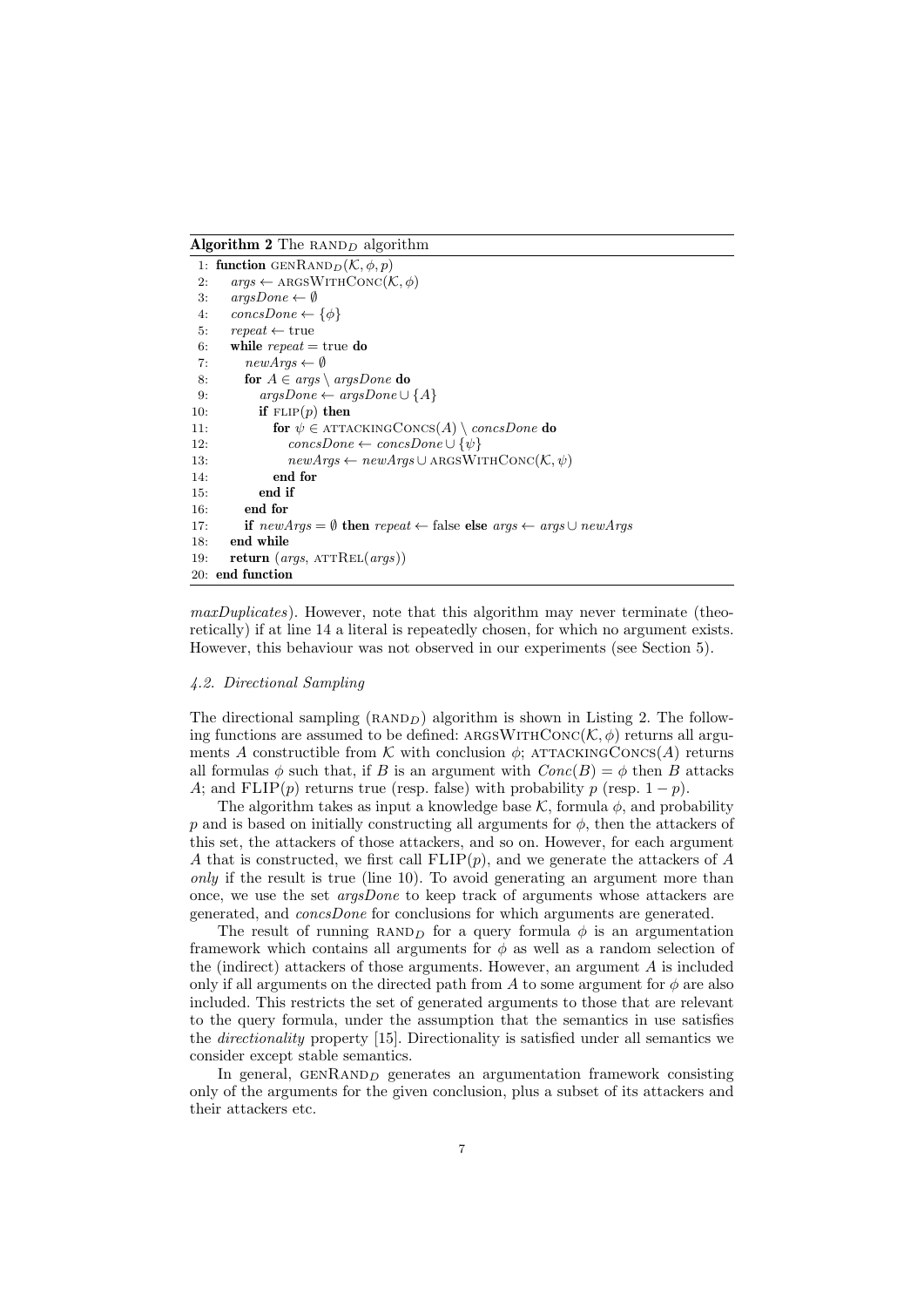**Algorithm 2** The $\text{RAND}_D$ algorithm

```
1: function GENRAND_D(K, φ, p)
2:     args ← ARGSWITHCONC(K, φ)
3:     argsDone ← ∅
4:     concsDone ← {φ}
5:     repeat ← true
6:     while repeat = true do
7:         newArgs ← ∅
8:         for A ∈ args \ argsDone do
9:             argsDone ← argsDone ∪ {A}
10:            if FLIP(p) then
11:                for ψ ∈ ATTACKINGCONCS(A) \ concsDone do
12:                    concsDone ← concsDone ∪ {ψ}
13:                    newArgs ← newArgs ∪ ARGSWITHCONC(K, ψ)
14:                end for
15:            end if
16:        end for
17:        if newArgs = ∅ then repeat ← false else args ← args ∪ newArgs
18:    end while
19:    return (args, ATTREL(args))
20: end function
```

*maxDuplicates*). However, note that this algorithm may never terminate (theoretically) if at line 14 a literal is repeatedly chosen, for which no argument exists. However, this behaviour was not observed in our experiments (see Section 5).

### 4.2. Directional Sampling

The directional sampling ($\text{RAND}_D$) algorithm is shown in Listing 2. The following functions are assumed to be defined: $\text{ARGSWITHCONC}(\mathcal{K}, \phi)$ returns all arguments $A$ constructible from $\mathcal{K}$ with conclusion $\phi$; $\text{ATTACKINGCONCS}(A)$ returns all formulas $\phi$ such that, if $B$ is an argument with $Conc(B) = \phi$ then $B$ attacks $A$; and $\text{FLIP}(p)$ returns true (resp. false) with probability $p$ (resp. $1 - p$).

The algorithm takes as input a knowledge base $\mathcal{K}$, formula $\phi$, and probability $p$ and is based on initially constructing all arguments for $\phi$, then the attackers of this set, the attackers of those attackers, and so on. However, for each argument $A$ that is constructed, we first call $\text{FLIP}(p)$, and we generate the attackers of $A$ *only* if the result is true (line 10). To avoid generating an argument more than once, we use the set *argsDone* to keep track of arguments whose attackers are generated, and *concsDone* for conclusions for which arguments are generated.

The result of running $\text{RAND}_D$ for a query formula $\phi$ is an argumentation framework which contains all arguments for $\phi$ as well as a random selection of the (indirect) attackers of those arguments. However, an argument $A$ is included only if all arguments on the directed path from $A$ to some argument for $\phi$ are also included. This restricts the set of generated arguments to those that are relevant to the query formula, under the assumption that the semantics in use satisfies the *directionality* property [15]. Directionality is satisfied under all semantics we consider except stable semantics.

In general, $\text{GENRAND}_D$ generates an argumentation framework consisting only of the arguments for the given conclusion, plus a subset of its attackers and their attackers etc.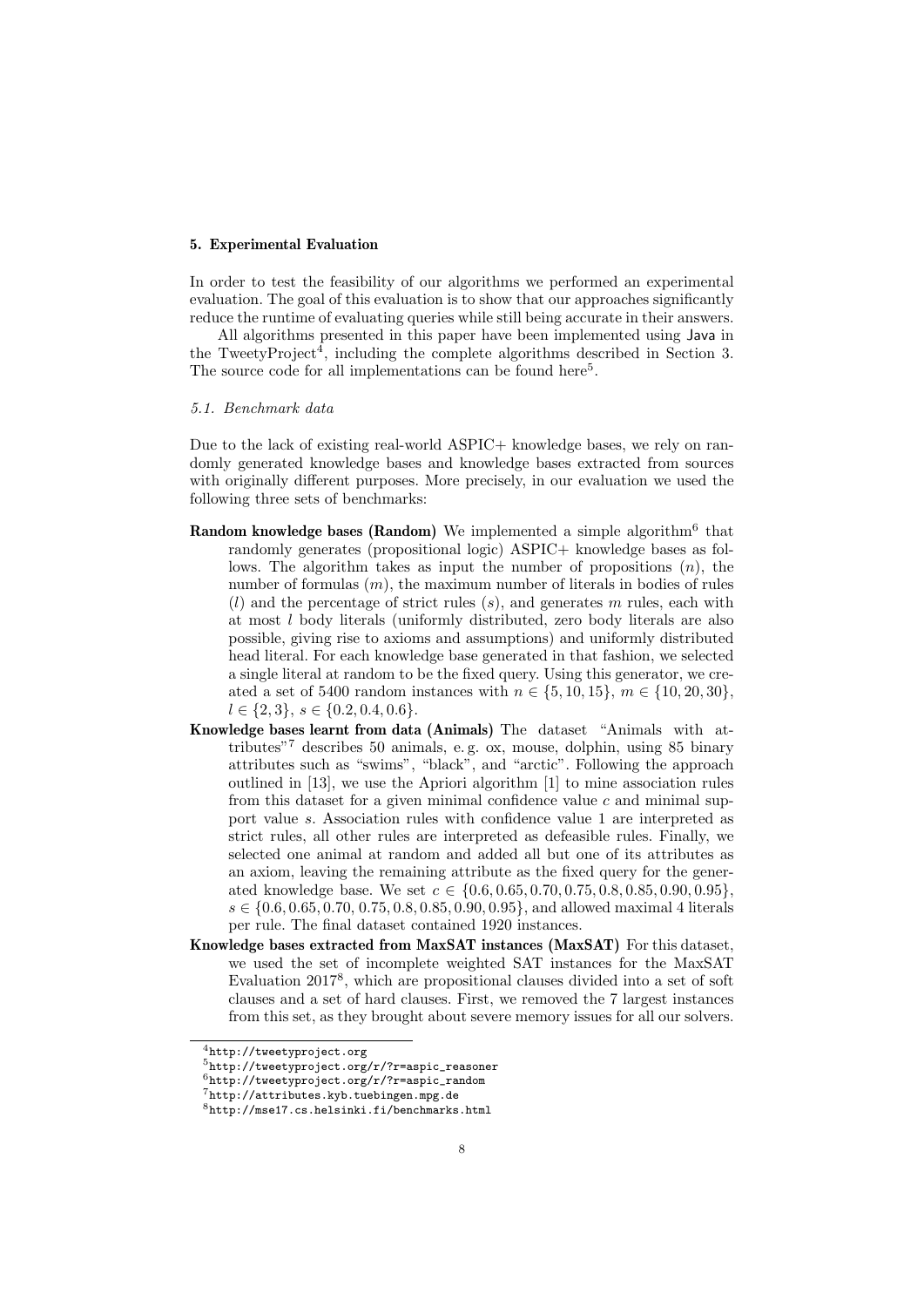## 5. Experimental Evaluation

In order to test the feasibility of our algorithms we performed an experimental evaluation. The goal of this evaluation is to show that our approaches significantly reduce the runtime of evaluating queries while still being accurate in their answers.

All algorithms presented in this paper have been implemented using Java in the TweetyProject[4], including the complete algorithms described in Section 3. The source code for all implementations can be found here[5].

### 5.1. Benchmark data

Due to the lack of existing real-world ASPIC+ knowledge bases, we rely on randomly generated knowledge bases and knowledge bases extracted from sources with originally different purposes. More precisely, in our evaluation we used the following three sets of benchmarks:

**Random knowledge bases (Random)** We implemented a simple algorithm[6] that randomly generates (propositional logic) ASPIC+ knowledge bases as follows. The algorithm takes as input the number of propositions ($n$), the number of formulas ($m$), the maximum number of literals in bodies of rules ($l$) and the percentage of strict rules ($s$), and generates $m$ rules, each with at most $l$ body literals (uniformly distributed, zero body literals are also possible, giving rise to axioms and assumptions) and uniformly distributed head literal. For each knowledge base generated in that fashion, we selected a single literal at random to be the fixed query. Using this generator, we created a set of 5400 random instances with $n \in \{5, 10, 15\}$, $m \in \{10, 20, 30\}$, $l \in \{2, 3\}$, $s \in \{0.2, 0.4, 0.6\}$.

**Knowledge bases learnt from data (Animals)** The dataset "Animals with attributes"[7] describes 50 animals, e. g. ox, mouse, dolphin, using 85 binary attributes such as "swims", "black", and "arctic". Following the approach outlined in [13], we use the Apriori algorithm [1] to mine association rules from this dataset for a given minimal confidence value $c$ and minimal support value $s$. Association rules with confidence value 1 are interpreted as strict rules, all other rules are interpreted as defeasible rules. Finally, we selected one animal at random and added all but one of its attributes as an axiom, leaving the remaining attribute as the fixed query for the generated knowledge base. We set $c \in \{0.6, 0.65, 0.70, 0.75, 0.8, 0.85, 0.90, 0.95\}$, $s \in \{0.6, 0.65, 0.70, 0.75, 0.8, 0.85, 0.90, 0.95\}$, and allowed maximal 4 literals per rule. The final dataset contained 1920 instances.

**Knowledge bases extracted from MaxSAT instances (MaxSAT)** For this dataset, we used the set of incomplete weighted SAT instances for the MaxSAT Evaluation 2017[8], which are propositional clauses divided into a set of soft clauses and a set of hard clauses. First, we removed the 7 largest instances from this set, as they brought about severe memory issues for all our solvers.

---

[4] http://tweetyproject.org

[5] http://tweetyproject.org/r/?r=aspic_reasoner

[6] http://tweetyproject.org/r/?r=aspic_random

[7] http://attributes.kyb.tuebingen.mpg.de

[8] http://mse17.cs.helsinki.fi/benchmarks.html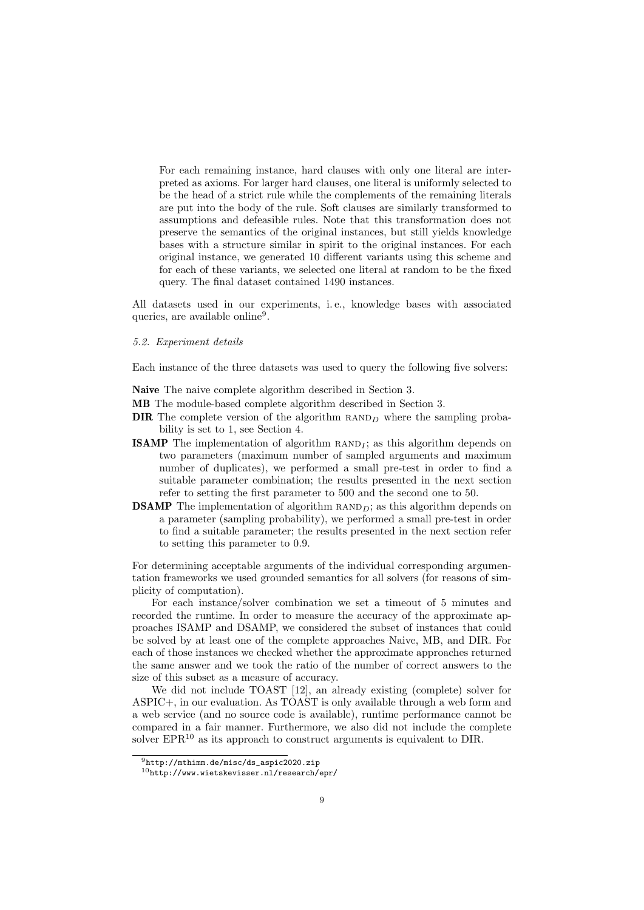For each remaining instance, hard clauses with only one literal are interpreted as axioms. For larger hard clauses, one literal is uniformly selected to be the head of a strict rule while the complements of the remaining literals are put into the body of the rule. Soft clauses are similarly transformed to assumptions and defeasible rules. Note that this transformation does not preserve the semantics of the original instances, but still yields knowledge bases with a structure similar in spirit to the original instances. For each original instance, we generated 10 different variants using this scheme and for each of these variants, we selected one literal at random to be the fixed query. The final dataset contained 1490 instances.

All datasets used in our experiments, i. e., knowledge bases with associated queries, are available online[9].

*5.2. Experiment details*

Each instance of the three datasets was used to query the following five solvers:

**Naive** The naive complete algorithm described in Section 3.

**MB** The module-based complete algorithm described in Section 3.

**DIR** The complete version of the algorithm $\textsc{rand}_D$ where the sampling probability is set to 1, see Section 4.

**ISAMP** The implementation of algorithm $\textsc{rand}_I$; as this algorithm depends on two parameters (maximum number of sampled arguments and maximum number of duplicates), we performed a small pre-test in order to find a suitable parameter combination; the results presented in the next section refer to setting the first parameter to 500 and the second one to 50.

**DSAMP** The implementation of algorithm $\textsc{rand}_D$; as this algorithm depends on a parameter (sampling probability), we performed a small pre-test in order to find a suitable parameter; the results presented in the next section refer to setting this parameter to 0.9.

For determining acceptable arguments of the individual corresponding argumentation frameworks we used grounded semantics for all solvers (for reasons of simplicity of computation).

For each instance/solver combination we set a timeout of 5 minutes and recorded the runtime. In order to measure the accuracy of the approximate approaches ISAMP and DSAMP, we considered the subset of instances that could be solved by at least one of the complete approaches Naive, MB, and DIR. For each of those instances we checked whether the approximate approaches returned the same answer and we took the ratio of the number of correct answers to the size of this subset as a measure of accuracy.

We did not include TOAST [12], an already existing (complete) solver for ASPIC+, in our evaluation. As TOAST is only available through a web form and a web service (and no source code is available), runtime performance cannot be compared in a fair manner. Furthermore, we also did not include the complete solver EPR[10] as its approach to construct arguments is equivalent to DIR.

[9] http://mthimm.de/misc/ds_aspic2020.zip

[10] http://www.wietskevisser.nl/research/epr/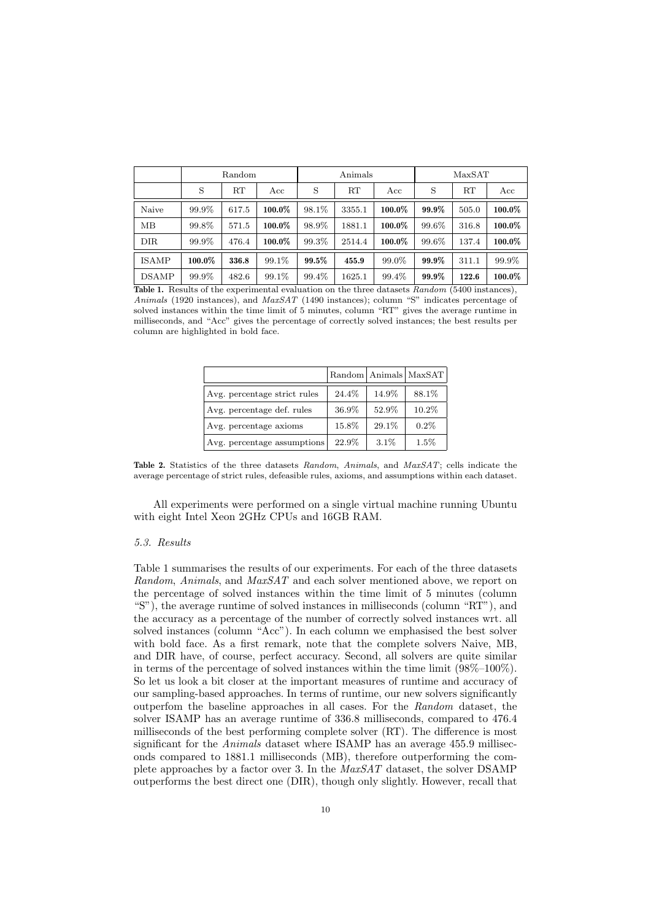| | Random | | | Animals | | | MaxSAT | | |
|---|---|---|---|---|---|---|---|---|---|
| | S | RT | Acc | S | RT | Acc | S | RT | Acc |
| Naive | 99.9% | 617.5 | **100.0%** | 98.1% | 3355.1 | **100.0%** | **99.9%** | 505.0 | **100.0%** |
| MB | 99.8% | 571.5 | **100.0%** | 98.9% | 1881.1 | **100.0%** | 99.6% | 316.8 | **100.0%** |
| DIR | 99.9% | 476.4 | **100.0%** | 99.3% | 2514.4 | **100.0%** | 99.6% | 137.4 | **100.0%** |
| ISAMP | **100.0%** | **336.8** | 99.1% | **99.5%** | **455.9** | 99.0% | **99.9%** | 311.1 | 99.9% |
| DSAMP | 99.9% | 482.6 | 99.1% | 99.4% | 1625.1 | 99.4% | **99.9%** | **122.6** | **100.0%** |

**Table 1.** Results of the experimental evaluation on the three datasets *Random* (5400 instances), *Animals* (1920 instances), and *MaxSAT* (1490 instances); column "S" indicates percentage of solved instances within the time limit of 5 minutes, column "RT" gives the average runtime in milliseconds, and "Acc" gives the percentage of correctly solved instances; the best results per column are highlighted in bold face.

| | Random | Animals | MaxSAT |
|---|---|---|---|
| Avg. percentage strict rules | 24.4% | 14.9% | 88.1% |
| Avg. percentage def. rules | 36.9% | 52.9% | 10.2% |
| Avg. percentage axioms | 15.8% | 29.1% | 0.2% |
| Avg. percentage assumptions | 22.9% | 3.1% | 1.5% |

**Table 2.** Statistics of the three datasets *Random*, *Animals*, and *MaxSAT*; cells indicate the average percentage of strict rules, defeasible rules, axioms, and assumptions within each dataset.

All experiments were performed on a single virtual machine running Ubuntu with eight Intel Xeon 2GHz CPUs and 16GB RAM.

### 5.3. Results

Table 1 summarises the results of our experiments. For each of the three datasets *Random*, *Animals*, and *MaxSAT* and each solver mentioned above, we report on the percentage of solved instances within the time limit of 5 minutes (column "S"), the average runtime of solved instances in milliseconds (column "RT"), and the accuracy as a percentage of the number of correctly solved instances wrt. all solved instances (column "Acc"). In each column we emphasised the best solver with bold face. As a first remark, note that the complete solvers Naive, MB, and DIR have, of course, perfect accuracy. Second, all solvers are quite similar in terms of the percentage of solved instances within the time limit (98%–100%). So let us look a bit closer at the important measures of runtime and accuracy of our sampling-based approaches. In terms of runtime, our new solvers significantly outperfom the baseline approaches in all cases. For the *Random* dataset, the solver ISAMP has an average runtime of 336.8 milliseconds, compared to 476.4 milliseconds of the best performing complete solver (RT). The difference is most significant for the *Animals* dataset where ISAMP has an average 455.9 milliseconds compared to 1881.1 milliseconds (MB), therefore outperforming the complete approaches by a factor over 3. In the *MaxSAT* dataset, the solver DSAMP outperforms the best direct one (DIR), though only slightly. However, recall that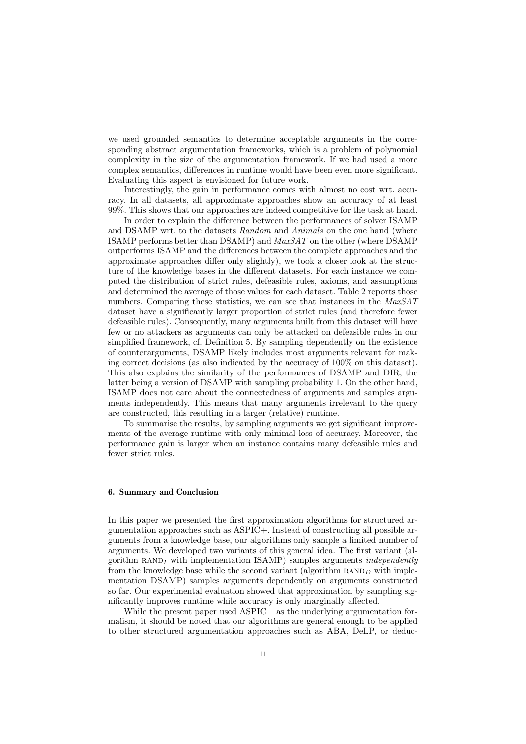we used grounded semantics to determine acceptable arguments in the corresponding abstract argumentation frameworks, which is a problem of polynomial complexity in the size of the argumentation framework. If we had used a more complex semantics, differences in runtime would have been even more significant. Evaluating this aspect is envisioned for future work.

Interestingly, the gain in performance comes with almost no cost wrt. accuracy. In all datasets, all approximate approaches show an accuracy of at least 99%. This shows that our approaches are indeed competitive for the task at hand.

In order to explain the difference between the performances of solver ISAMP and DSAMP wrt. to the datasets *Random* and *Animals* on the one hand (where ISAMP performs better than DSAMP) and *MaxSAT* on the other (where DSAMP outperforms ISAMP and the differences between the complete approaches and the approximate approaches differ only slightly), we took a closer look at the structure of the knowledge bases in the different datasets. For each instance we computed the distribution of strict rules, defeasible rules, axioms, and assumptions and determined the average of those values for each dataset. Table 2 reports those numbers. Comparing these statistics, we can see that instances in the *MaxSAT* dataset have a significantly larger proportion of strict rules (and therefore fewer defeasible rules). Consequently, many arguments built from this dataset will have few or no attackers as arguments can only be attacked on defeasible rules in our simplified framework, cf. Definition 5. By sampling dependently on the existence of counterarguments, DSAMP likely includes most arguments relevant for making correct decisions (as also indicated by the accuracy of 100% on this dataset). This also explains the similarity of the performances of DSAMP and DIR, the latter being a version of DSAMP with sampling probability 1. On the other hand, ISAMP does not care about the connectedness of arguments and samples arguments independently. This means that many arguments irrelevant to the query are constructed, this resulting in a larger (relative) runtime.

To summarise the results, by sampling arguments we get significant improvements of the average runtime with only minimal loss of accuracy. Moreover, the performance gain is larger when an instance contains many defeasible rules and fewer strict rules.

## 6. Summary and Conclusion

In this paper we presented the first approximation algorithms for structured argumentation approaches such as ASPIC+. Instead of constructing all possible arguments from a knowledge base, our algorithms only sample a limited number of arguments. We developed two variants of this general idea. The first variant (algorithm $\textsc{rand}_I$ with implementation ISAMP) samples arguments *independently* from the knowledge base while the second variant (algorithm $\textsc{rand}_D$ with implementation DSAMP) samples arguments dependently on arguments constructed so far. Our experimental evaluation showed that approximation by sampling significantly improves runtime while accuracy is only marginally affected.

While the present paper used ASPIC+ as the underlying argumentation formalism, it should be noted that our algorithms are general enough to be applied to other structured argumentation approaches such as ABA, DeLP, or deduc-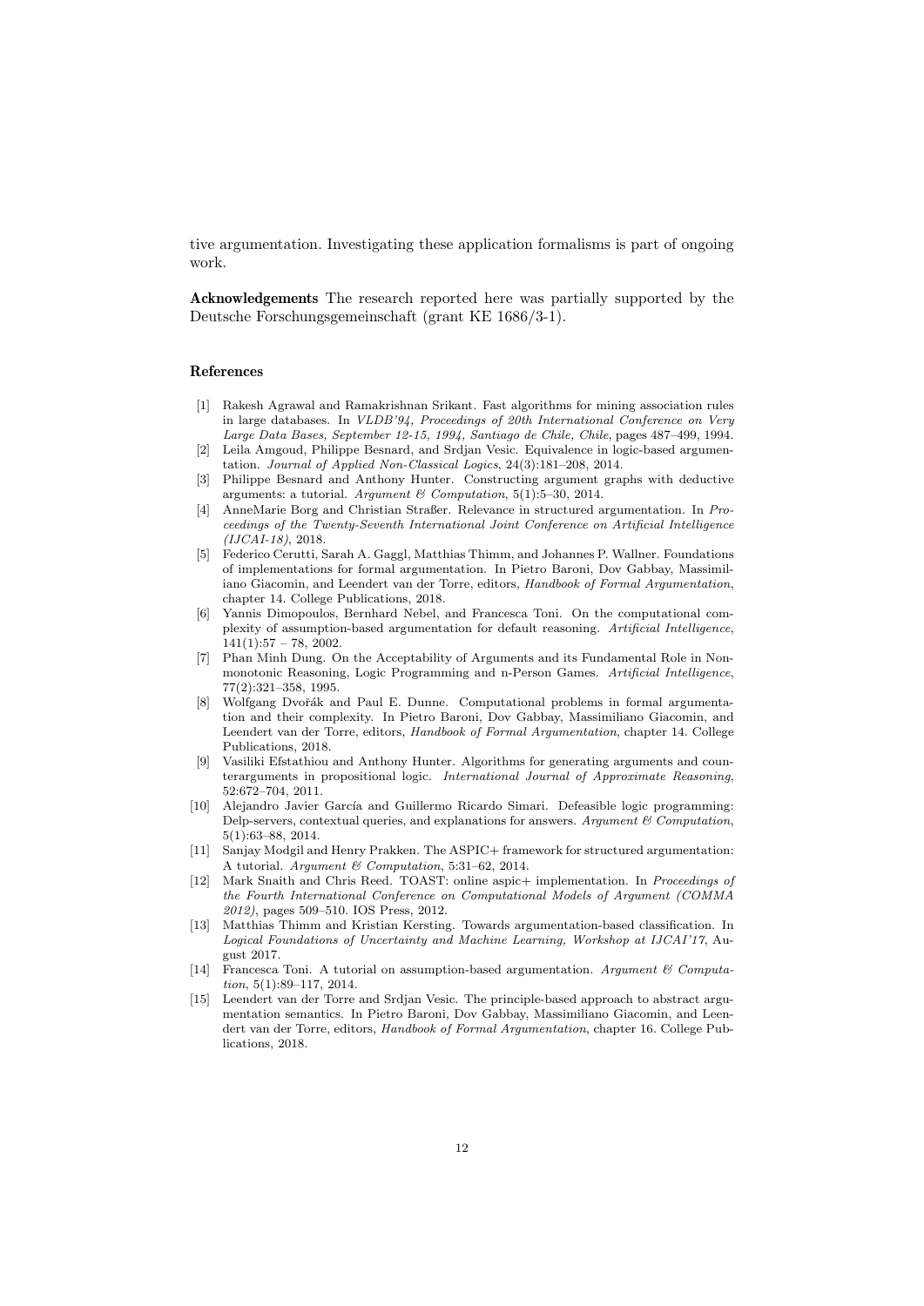tive argumentation. Investigating these application formalisms is part of ongoing work.

**Acknowledgements** The research reported here was partially supported by the Deutsche Forschungsgemeinschaft (grant KE 1686/3-1).

## References

[1] Rakesh Agrawal and Ramakrishnan Srikant. Fast algorithms for mining association rules in large databases. In *VLDB'94, Proceedings of 20th International Conference on Very Large Data Bases, September 12-15, 1994, Santiago de Chile, Chile*, pages 487–499, 1994.

[2] Leila Amgoud, Philippe Besnard, and Srdjan Vesic. Equivalence in logic-based argumentation. *Journal of Applied Non-Classical Logics*, 24(3):181–208, 2014.

[3] Philippe Besnard and Anthony Hunter. Constructing argument graphs with deductive arguments: a tutorial. *Argument & Computation*, 5(1):5–30, 2014.

[4] AnneMarie Borg and Christian Straßer. Relevance in structured argumentation. In *Proceedings of the Twenty-Seventh International Joint Conference on Artificial Intelligence (IJCAI-18)*, 2018.

[5] Federico Cerutti, Sarah A. Gaggl, Matthias Thimm, and Johannes P. Wallner. Foundations of implementations for formal argumentation. In Pietro Baroni, Dov Gabbay, Massimiliano Giacomin, and Leendert van der Torre, editors, *Handbook of Formal Argumentation*, chapter 14. College Publications, 2018.

[6] Yannis Dimopoulos, Bernhard Nebel, and Francesca Toni. On the computational complexity of assumption-based argumentation for default reasoning. *Artificial Intelligence*, 141(1):57 – 78, 2002.

[7] Phan Minh Dung. On the Acceptability of Arguments and its Fundamental Role in Nonmonotonic Reasoning, Logic Programming and n-Person Games. *Artificial Intelligence*, 77(2):321–358, 1995.

[8] Wolfgang Dvořák and Paul E. Dunne. Computational problems in formal argumentation and their complexity. In Pietro Baroni, Dov Gabbay, Massimiliano Giacomin, and Leendert van der Torre, editors, *Handbook of Formal Argumentation*, chapter 14. College Publications, 2018.

[9] Vasiliki Efstathiou and Anthony Hunter. Algorithms for generating arguments and counterarguments in propositional logic. *International Journal of Approximate Reasoning*, 52:672–704, 2011.

[10] Alejandro Javier García and Guillermo Ricardo Simari. Defeasible logic programming: Delp-servers, contextual queries, and explanations for answers. *Argument & Computation*, 5(1):63–88, 2014.

[11] Sanjay Modgil and Henry Prakken. The ASPIC+ framework for structured argumentation: A tutorial. *Argument & Computation*, 5:31–62, 2014.

[12] Mark Snaith and Chris Reed. TOAST: online aspic+ implementation. In *Proceedings of the Fourth International Conference on Computational Models of Argument (COMMA 2012)*, pages 509–510. IOS Press, 2012.

[13] Matthias Thimm and Kristian Kersting. Towards argumentation-based classification. In *Logical Foundations of Uncertainty and Machine Learning, Workshop at IJCAI'17*, August 2017.

[14] Francesca Toni. A tutorial on assumption-based argumentation. *Argument & Computation*, 5(1):89–117, 2014.

[15] Leendert van der Torre and Srdjan Vesic. The principle-based approach to abstract argumentation semantics. In Pietro Baroni, Dov Gabbay, Massimiliano Giacomin, and Leendert van der Torre, editors, *Handbook of Formal Argumentation*, chapter 16. College Publications, 2018.